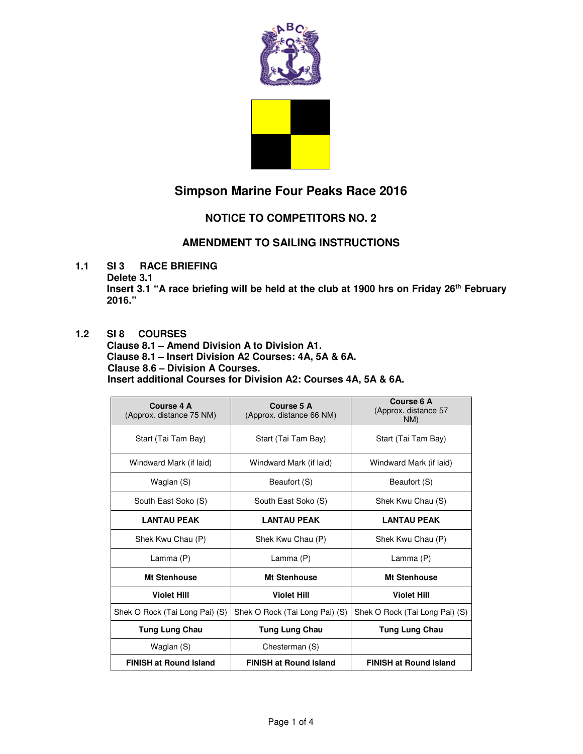# Simpson Marine Four Peaks Race 2016

## NOTICE TO COMPETITORS NO. 2

## AMENDMENT TO SAILING INSTRUCTIONS

**1.1 SI 3 RACE BRIEFING**
**Delete 3.1**
**Insert 3.1 "A race briefing will be held at the club at 1900 hrs on Friday 26th February 2016."**

**1.2 SI 8 COURSES**
**Clause 8.1 – Amend Division A to Division A1.**
**Clause 8.1 – Insert Division A2 Courses: 4A, 5A & 6A.**
**Clause 8.6 – Division A Courses.**
**Insert additional Courses for Division A2: Courses 4A, 5A & 6A.**

| **Course 4 A** (Approx. distance 75 NM) | **Course 5 A** (Approx. distance 66 NM) | **Course 6 A** (Approx. distance 57 NM) |
|---|---|---|
| Start (Tai Tam Bay) | Start (Tai Tam Bay) | Start (Tai Tam Bay) |
| Windward Mark (if laid) | Windward Mark (if laid) | Windward Mark (if laid) |
| Waglan (S) | Beaufort (S) | Beaufort (S) |
| South East Soko (S) | South East Soko (S) | Shek Kwu Chau (S) |
| **LANTAU PEAK** | **LANTAU PEAK** | **LANTAU PEAK** |
| Shek Kwu Chau (P) | Shek Kwu Chau (P) | Shek Kwu Chau (P) |
| Lamma (P) | Lamma (P) | Lamma (P) |
| **Mt Stenhouse** | **Mt Stenhouse** | **Mt Stenhouse** |
| **Violet Hill** | **Violet Hill** | **Violet Hill** |
| Shek O Rock (Tai Long Pai) (S) | Shek O Rock (Tai Long Pai) (S) | Shek O Rock (Tai Long Pai) (S) |
| **Tung Lung Chau** | **Tung Lung Chau** | **Tung Lung Chau** |
| Waglan (S) | Chesterman (S) | |
| **FINISH at Round Island** | **FINISH at Round Island** | **FINISH at Round Island** |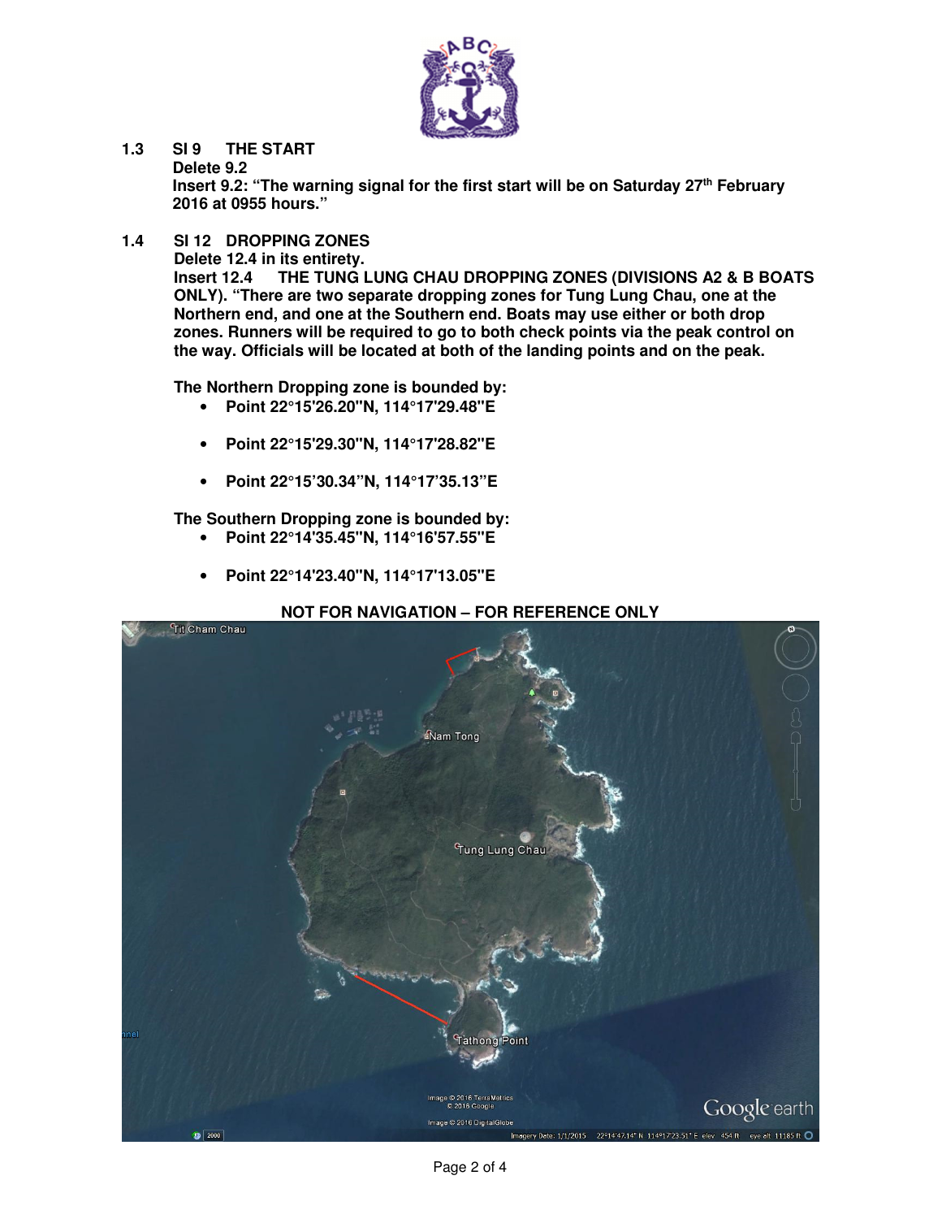**1.3 SI 9 THE START**

**Delete 9.2**

**Insert 9.2: "The warning signal for the first start will be on Saturday 27th February 2016 at 0955 hours."**

**1.4 SI 12 DROPPING ZONES**

**Delete 12.4 in its entirety.**

**Insert 12.4 THE TUNG LUNG CHAU DROPPING ZONES (DIVISIONS A2 & B BOATS ONLY). "There are two separate dropping zones for Tung Lung Chau, one at the Northern end, and one at the Southern end. Boats may use either or both drop zones. Runners will be required to go to both check points via the peak control on the way. Officials will be located at both of the landing points and on the peak.**

**The Northern Dropping zone is bounded by:**

- **Point 22°15'26.20"N, 114°17'29.48"E**
- **Point 22°15'29.30"N, 114°17'28.82"E**
- **Point 22°15'30.34"N, 114°17'35.13"E**

**The Southern Dropping zone is bounded by:**

- **Point 22°14'35.45"N, 114°16'57.55"E**
- **Point 22°14'23.40"N, 114°17'13.05"E**

**NOT FOR NAVIGATION – FOR REFERENCE ONLY**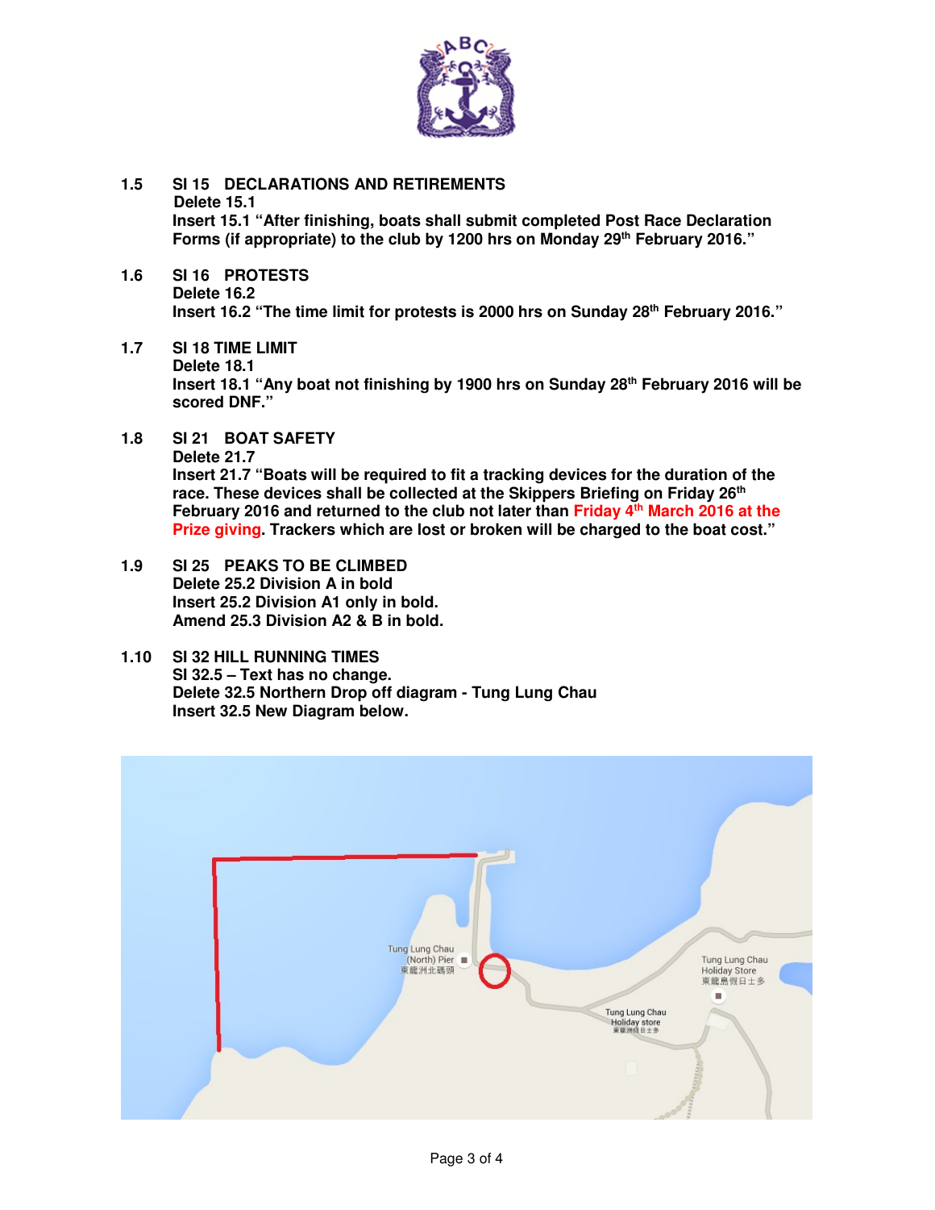**1.5 SI 15 DECLARATIONS AND RETIREMENTS**

**Delete 15.1**

**Insert 15.1 "After finishing, boats shall submit completed Post Race Declaration Forms (if appropriate) to the club by 1200 hrs on Monday 29th February 2016."**

**1.6 SI 16 PROTESTS**

**Delete 16.2**

**Insert 16.2 "The time limit for protests is 2000 hrs on Sunday 28th February 2016."**

**1.7 SI 18 TIME LIMIT**

**Delete 18.1**

**Insert 18.1 "Any boat not finishing by 1900 hrs on Sunday 28th February 2016 will be scored DNF."**

**1.8 SI 21 BOAT SAFETY**

**Delete 21.7**

**Insert 21.7 "Boats will be required to fit a tracking devices for the duration of the race. These devices shall be collected at the Skippers Briefing on Friday 26th February 2016 and returned to the club not later than Friday 4th March 2016 at the Prize giving. Trackers which are lost or broken will be charged to the boat cost."**

**1.9 SI 25 PEAKS TO BE CLIMBED**

**Delete 25.2 Division A in bold**

**Insert 25.2 Division A1 only in bold.**

**Amend 25.3 Division A2 & B in bold.**

**1.10 SI 32 HILL RUNNING TIMES**

**SI 32.5 – Text has no change.**

**Delete 32.5 Northern Drop off diagram - Tung Lung Chau**

**Insert 32.5 New Diagram below.**

Tung Lung Chau (North) Pier 東龍洲北碼頭

Tung Lung Chau Holiday Store 東龍島假日士多

Tung Lung Chau Holiday store 東龍洲假日士多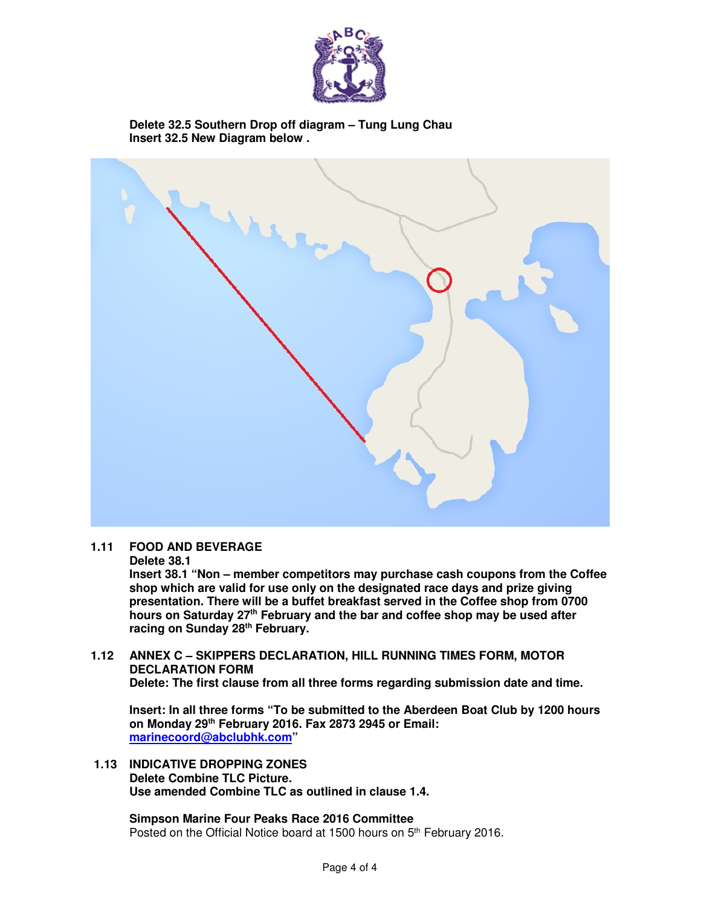**Delete 32.5 Southern Drop off diagram – Tung Lung Chau**
**Insert 32.5 New Diagram below .**

**1.11 FOOD AND BEVERAGE**

**Delete 38.1**

**Insert 38.1 "Non – member competitors may purchase cash coupons from the Coffee shop which are valid for use only on the designated race days and prize giving presentation. There will be a buffet breakfast served in the Coffee shop from 0700 hours on Saturday 27th February and the bar and coffee shop may be used after racing on Sunday 28th February.**

**1.12 ANNEX C – SKIPPERS DECLARATION, HILL RUNNING TIMES FORM, MOTOR DECLARATION FORM**

**Delete: The first clause from all three forms regarding submission date and time.**

**Insert: In all three forms "To be submitted to the Aberdeen Boat Club by 1200 hours on Monday 29th February 2016. Fax 2873 2945 or Email: [marinecoord@abclubhk.com](mailto:marinecoord@abclubhk.com)"**

**1.13 INDICATIVE DROPPING ZONES**

**Delete Combine TLC Picture.**

**Use amended Combine TLC as outlined in clause 1.4.**

**Simpson Marine Four Peaks Race 2016 Committee**

Posted on the Official Notice board at 1500 hours on 5th February 2016.